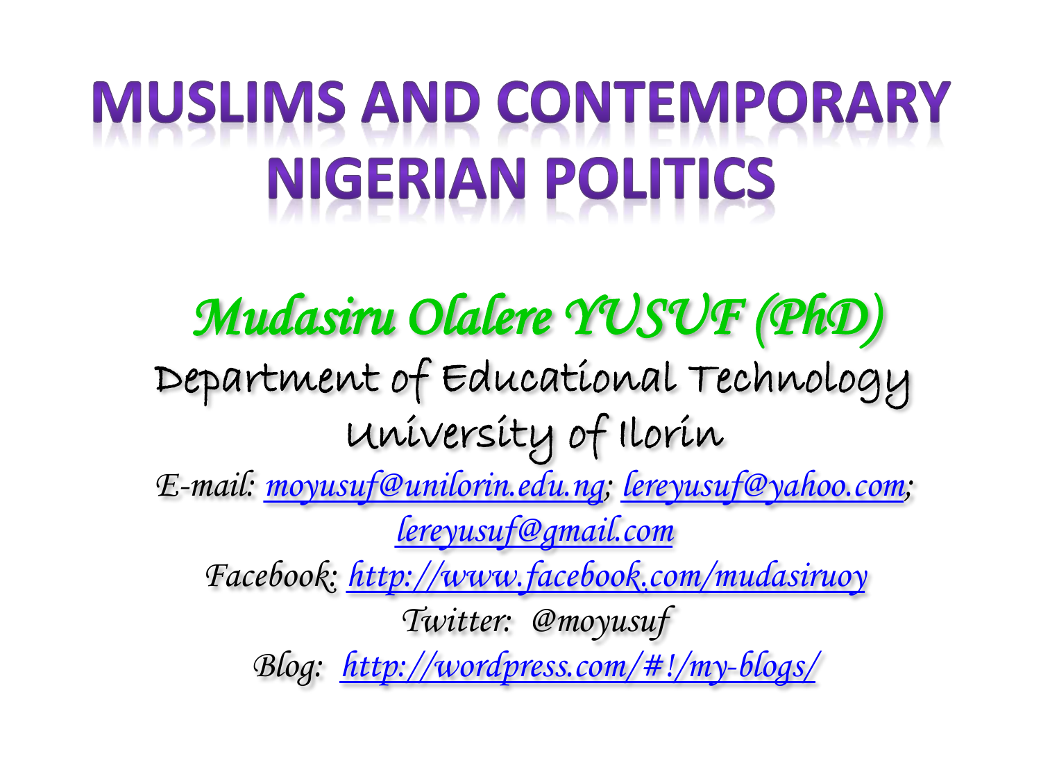# MUSLIMS AND CONTEMPORARY NIGERIAN POLITICS

*Mudasiru Olalere YUSUF (PhD)*

Department of Educational Technology

University of Ilorin

*E-mail: moyusuf@unilorin.edu.ng; lereyusuf@yahoo.com; lereyusuf@gmail.com*

*Facebook: http://www.facebook.com/mudasiruoy*

*Twitter: @moyusuf*

*Blog: http://wordpress.com/#!/my-blogs/*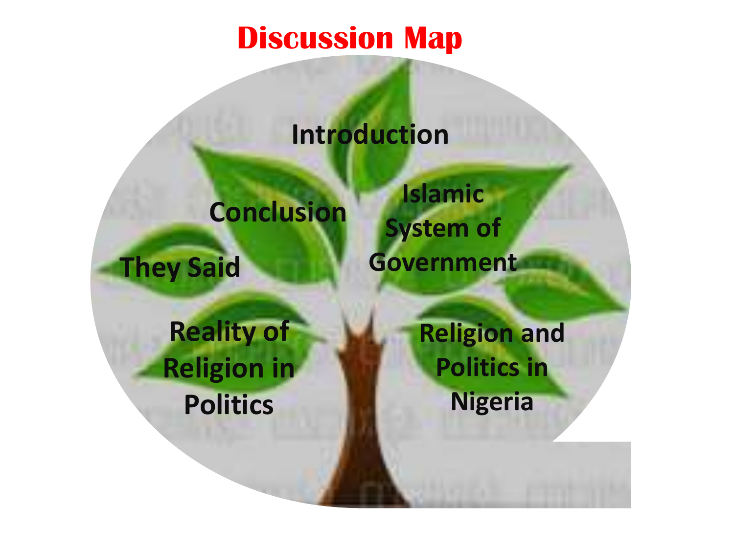# Discussion Map

- Introduction
- Islamic System of Government
- Religion and Politics in Nigeria
- Reality of Religion in Politics
- They Said
- Conclusion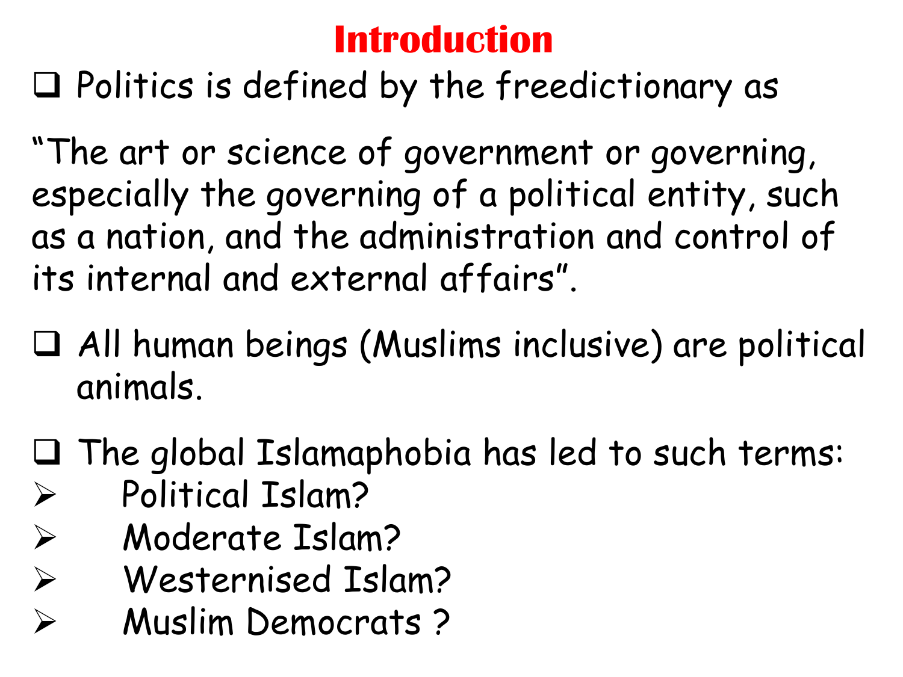# Introduction

- Politics is defined by the freedictionary as

"The art or science of government or governing, especially the governing of a political entity, such as a nation, and the administration and control of its internal and external affairs".

- All human beings (Muslims inclusive) are political animals.

- The global Islamaphobia has led to such terms:
  - Political Islam?
  - Moderate Islam?
  - Westernised Islam?
  - Muslim Democrats ?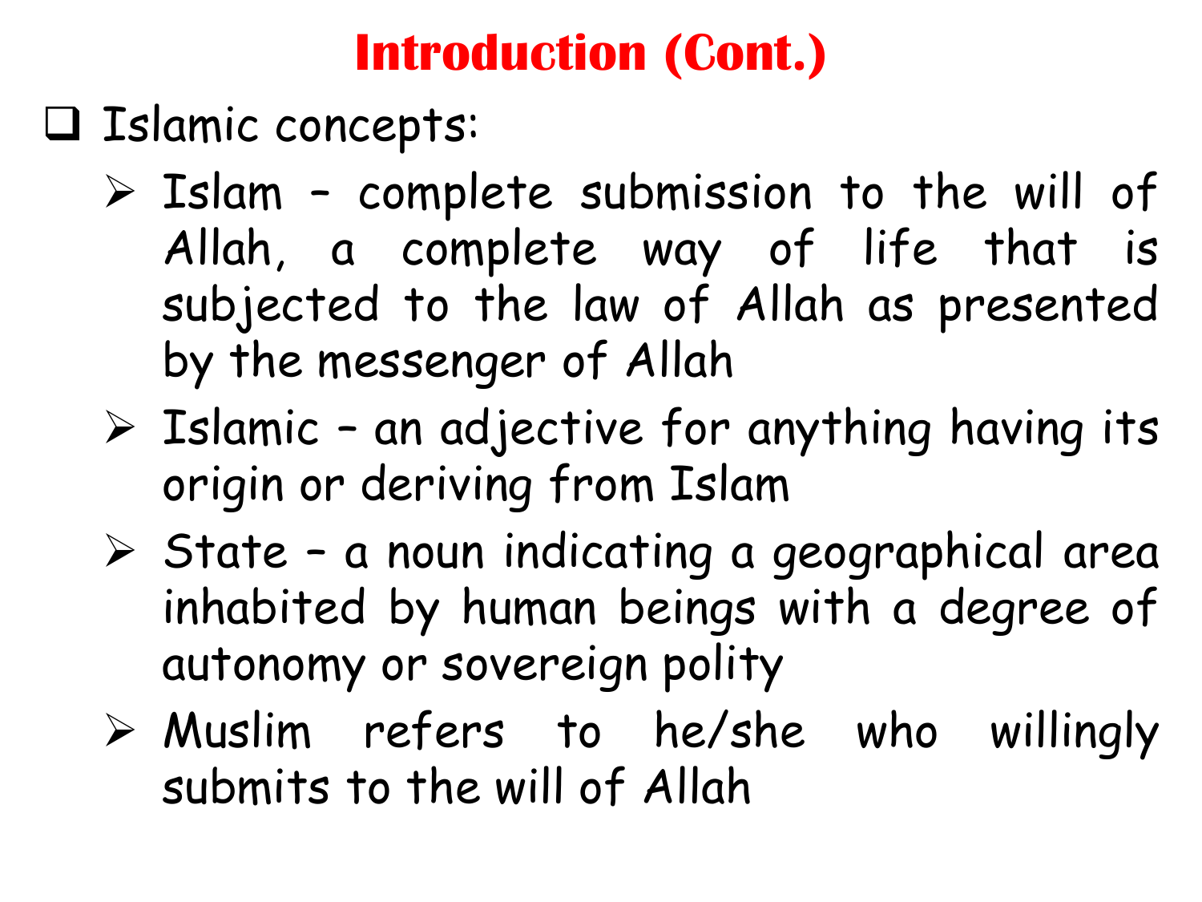# Introduction (Cont.)

- Islamic concepts:
  - Islam – complete submission to the will of Allah, a complete way of life that is subjected to the law of Allah as presented by the messenger of Allah
  - Islamic – an adjective for anything having its origin or deriving from Islam
  - State – a noun indicating a geographical area inhabited by human beings with a degree of autonomy or sovereign polity
  - Muslim refers to he/she who willingly submits to the will of Allah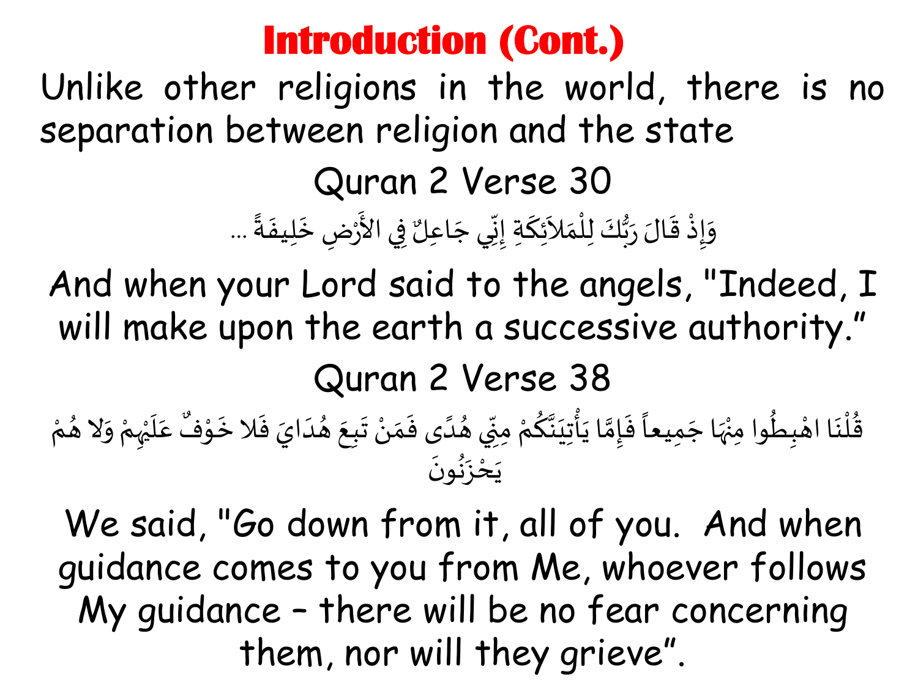# Introduction (Cont.)

Unlike other religions in the world, there is no separation between religion and the state

Quran 2 Verse 30

وَإِذْ قَالَ رَبُّكَ لِلْمَلاَئِكَةِ إِنِّي جَاعِلٌ فِي الأَرْضِ خَلِيفَةً ...

And when your Lord said to the angels, "Indeed, I will make upon the earth a successive authority."

Quran 2 Verse 38

قُلْنَا اهْبِطُوا مِنْهَا جَمِيعاً فَإِمَّا يَأْتِيَنَّكُمْ مِنِّي هُدًى فَمَنْ تَبِعَ هُدَايَ فَلا خَوْفٌ عَلَيْهِمْ وَلا هُمْ يَحْزَنُونَ

We said, "Go down from it, all of you. And when guidance comes to you from Me, whoever follows My guidance – there will be no fear concerning them, nor will they grieve".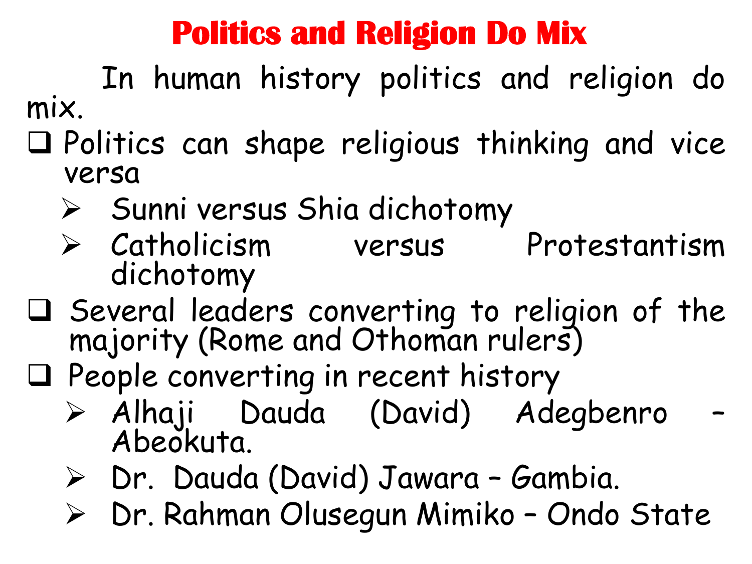# Politics and Religion Do Mix

In human history politics and religion do mix.

- Politics can shape religious thinking and vice versa
  - Sunni versus Shia dichotomy
  - Catholicism versus Protestantism dichotomy
- Several leaders converting to religion of the majority (Rome and Othoman rulers)
- People converting in recent history
  - Alhaji Dauda (David) Adegbenro – Abeokuta.
  - Dr. Dauda (David) Jawara – Gambia.
  - Dr. Rahman Olusegun Mimiko – Ondo State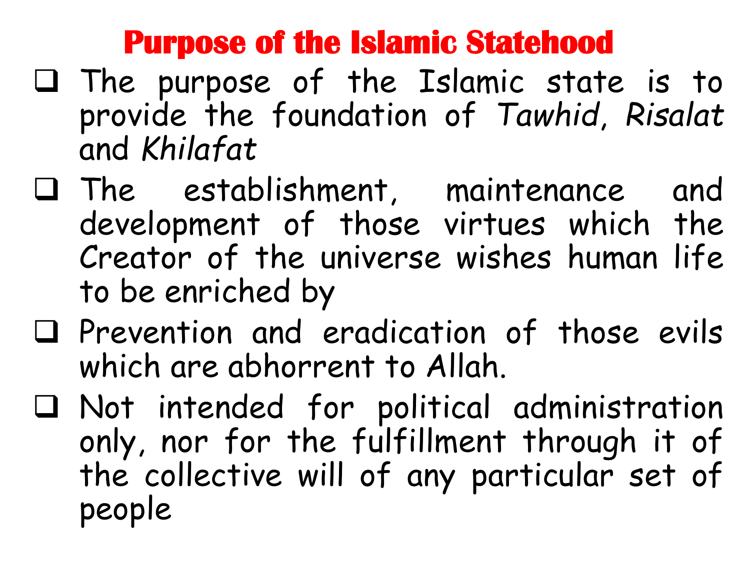# Purpose of the Islamic Statehood

- The purpose of the Islamic state is to provide the foundation of *Tawhid*, *Risalat* and *Khilafat*
- The establishment, maintenance and development of those virtues which the Creator of the universe wishes human life to be enriched by
- Prevention and eradication of those evils which are abhorrent to Allah.
- Not intended for political administration only, nor for the fulfillment through it of the collective will of any particular set of people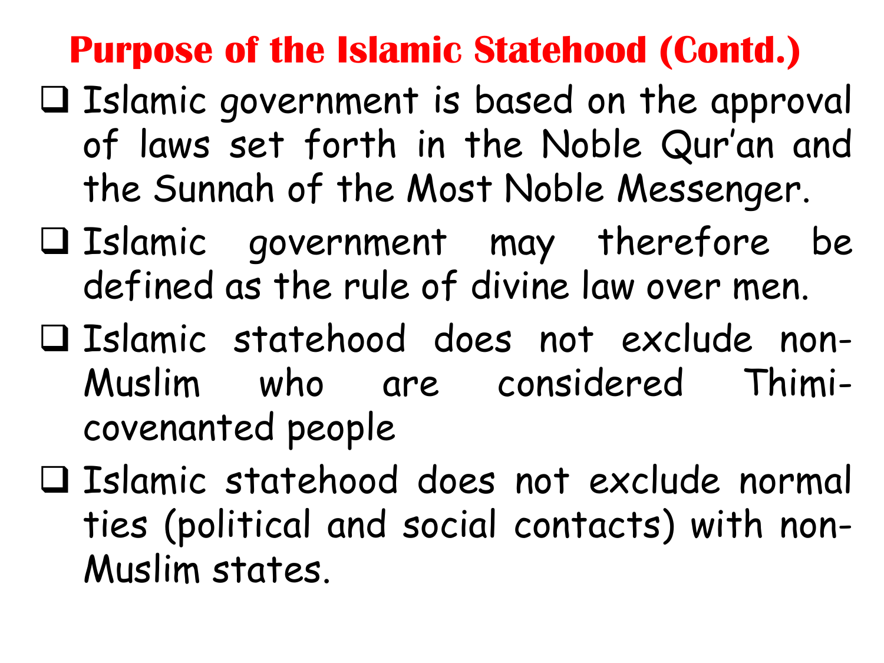# Purpose of the Islamic Statehood (Contd.)

- Islamic government is based on the approval of laws set forth in the Noble Qur'an and the Sunnah of the Most Noble Messenger.
- Islamic government may therefore be defined as the rule of divine law over men.
- Islamic statehood does not exclude non-Muslim who are considered Thimi-covenanted people
- Islamic statehood does not exclude normal ties (political and social contacts) with non-Muslim states.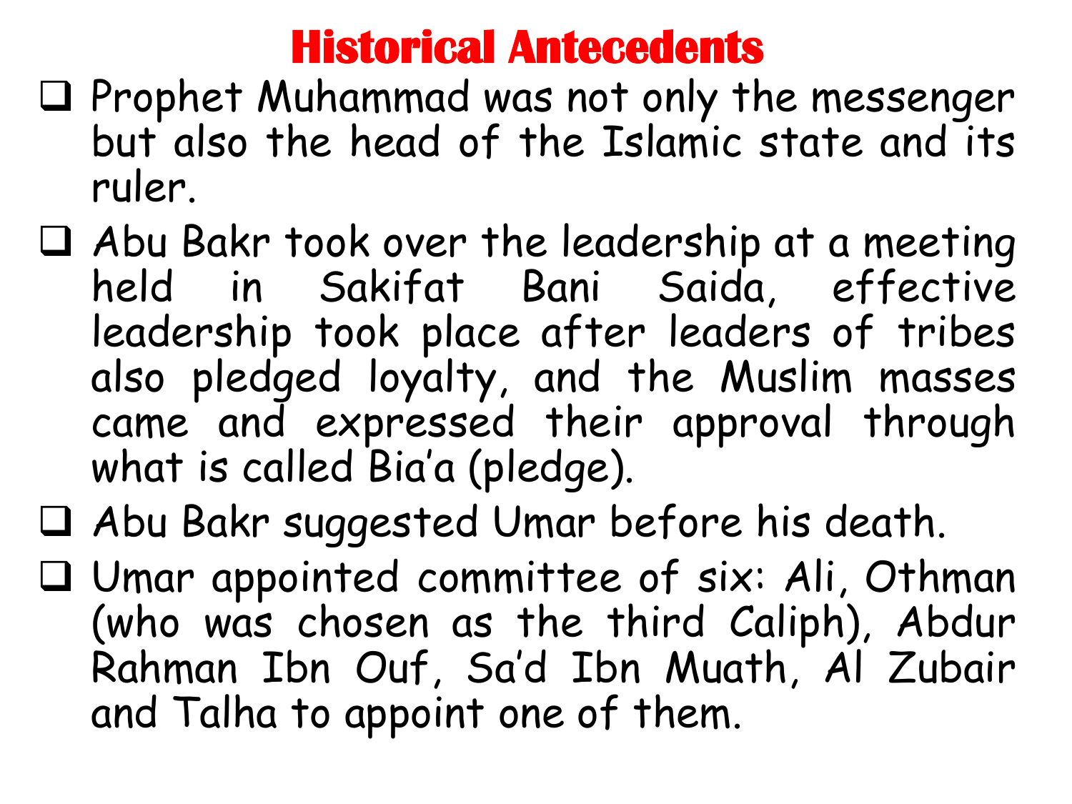# Historical Antecedents

- Prophet Muhammad was not only the messenger but also the head of the Islamic state and its ruler.
- Abu Bakr took over the leadership at a meeting held in Sakifat Bani Saida, effective leadership took place after leaders of tribes also pledged loyalty, and the Muslim masses came and expressed their approval through what is called Bia'a (pledge).
- Abu Bakr suggested Umar before his death.
- Umar appointed committee of six: Ali, Othman (who was chosen as the third Caliph), Abdur Rahman Ibn Ouf, Sa'd Ibn Muath, Al Zubair and Talha to appoint one of them.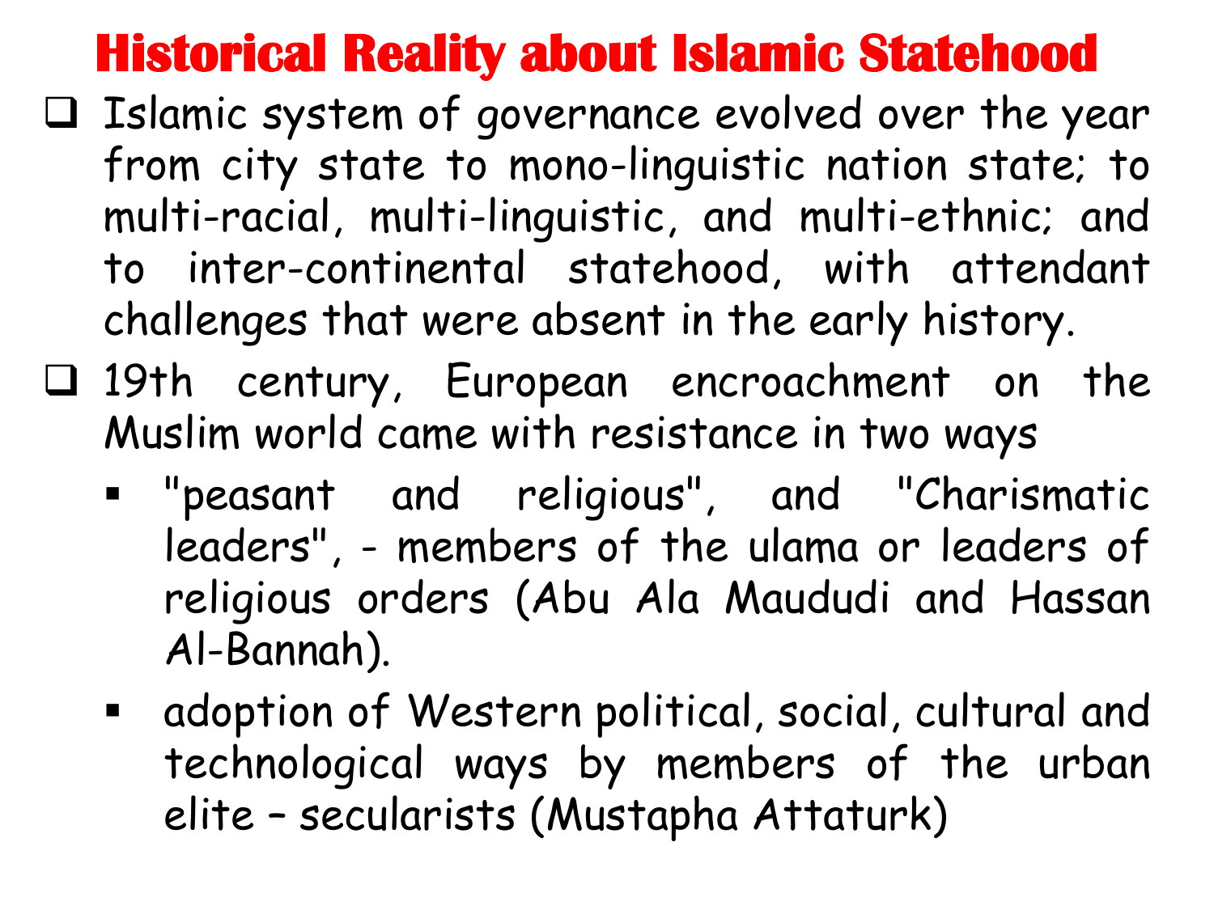# Historical Reality about Islamic Statehood

- Islamic system of governance evolved over the year from city state to mono-linguistic nation state; to multi-racial, multi-linguistic, and multi-ethnic; and to inter-continental statehood, with attendant challenges that were absent in the early history.
- 19th century, European encroachment on the Muslim world came with resistance in two ways
  - "peasant and religious", and "Charismatic leaders", - members of the ulama or leaders of religious orders (Abu Ala Maududi and Hassan Al-Bannah).
  - adoption of Western political, social, cultural and technological ways by members of the urban elite – secularists (Mustapha Attaturk)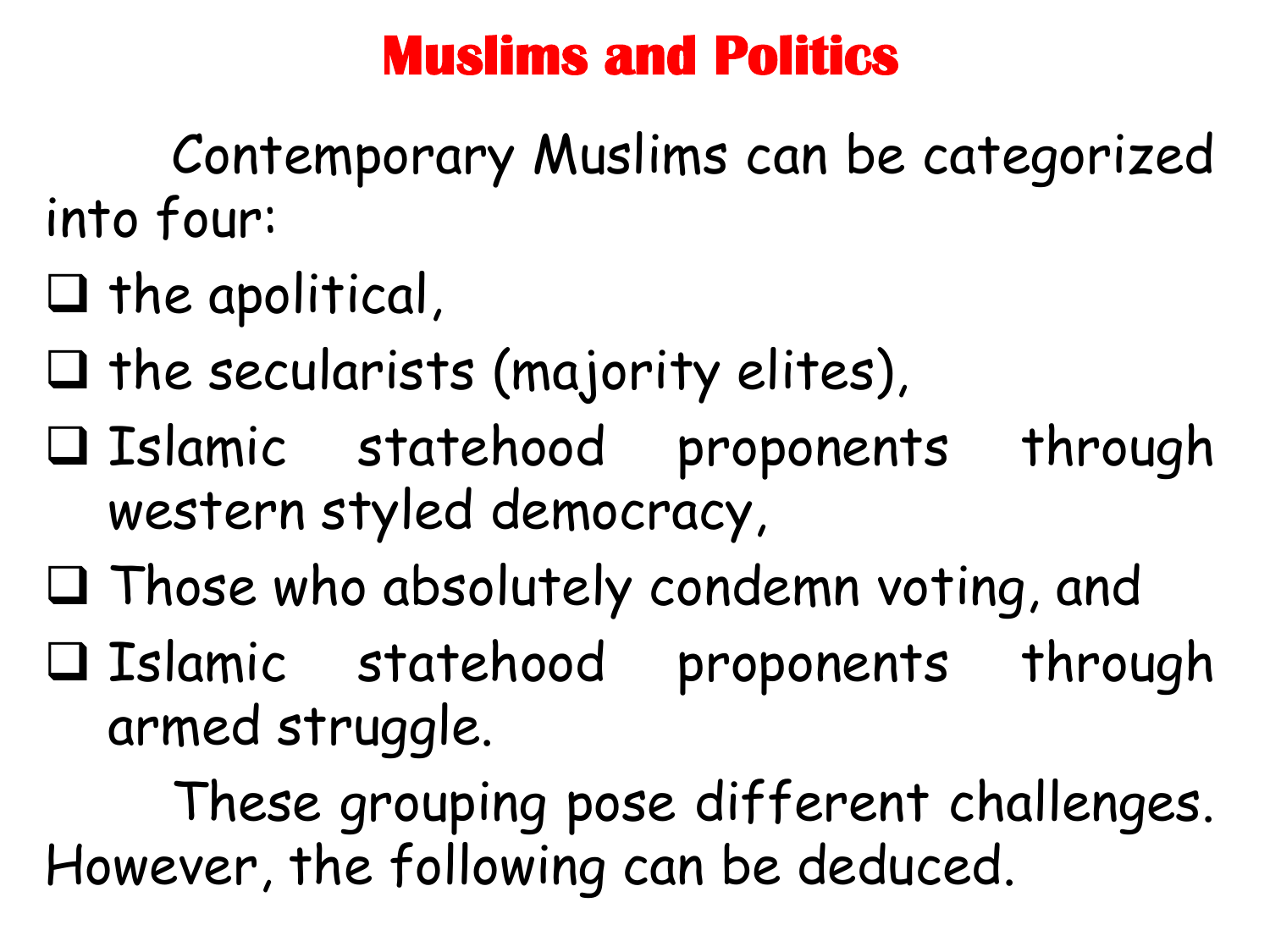# Muslims and Politics

Contemporary Muslims can be categorized into four:

- the apolitical,
- the secularists (majority elites),
- Islamic statehood proponents through western styled democracy,
- Those who absolutely condemn voting, and
- Islamic statehood proponents through armed struggle.

These grouping pose different challenges. However, the following can be deduced.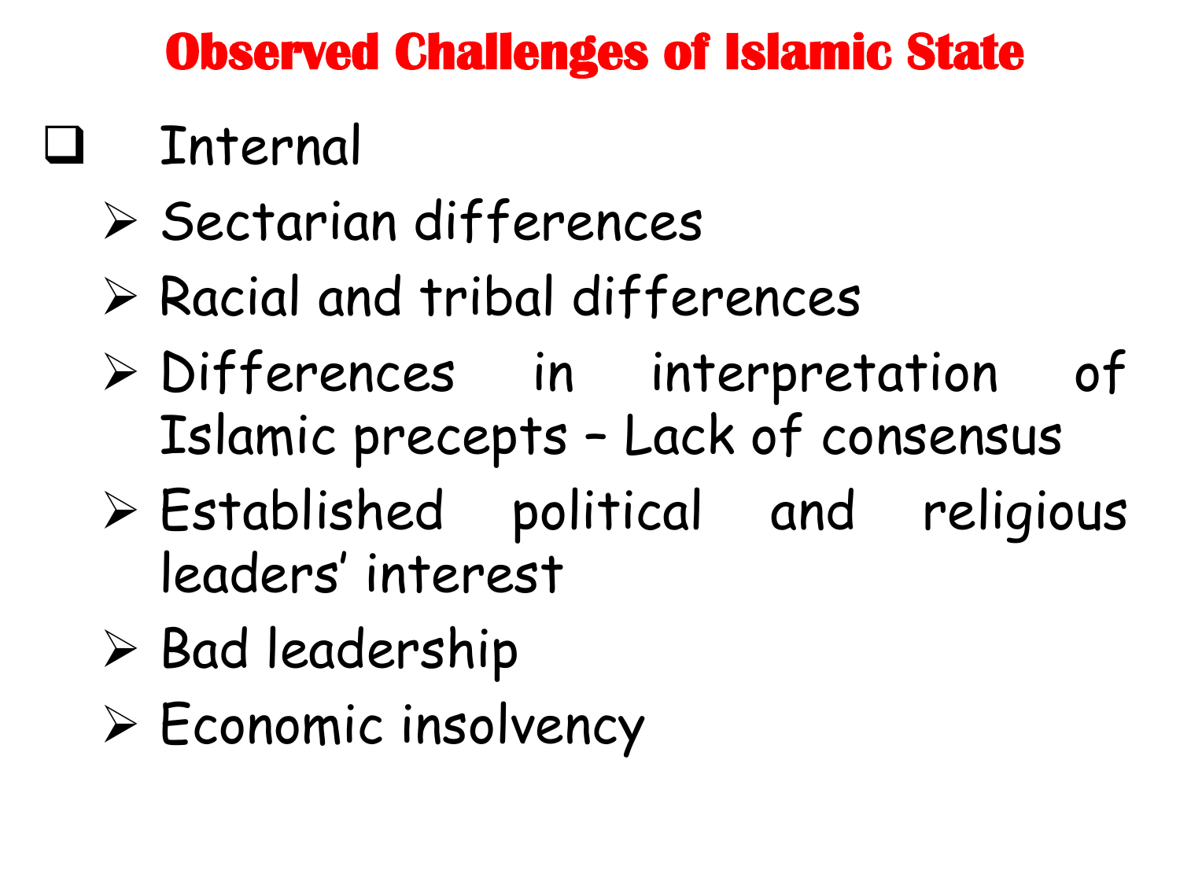# Observed Challenges of Islamic State

- Internal
  - Sectarian differences
  - Racial and tribal differences
  - Differences in interpretation of Islamic precepts – Lack of consensus
  - Established political and religious leaders' interest
  - Bad leadership
  - Economic insolvency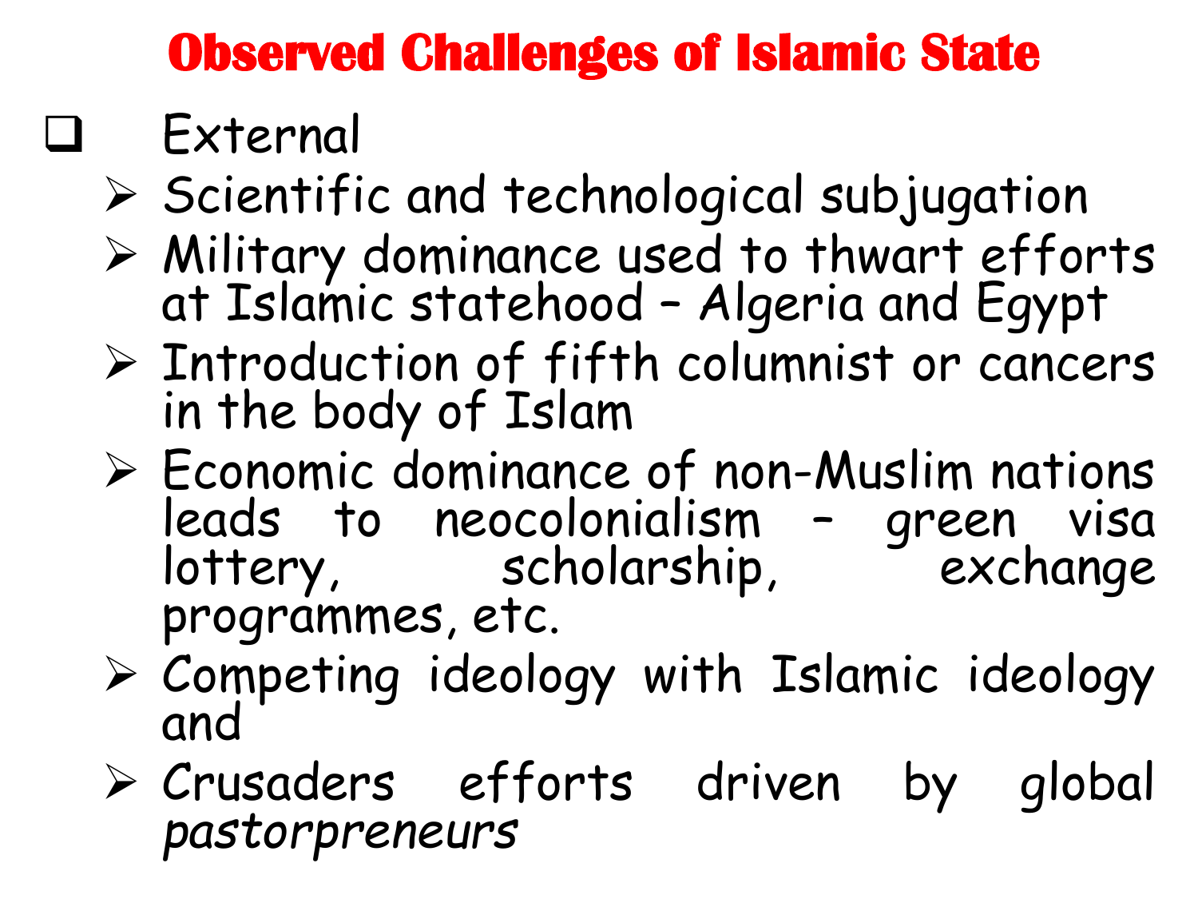# Observed Challenges of Islamic State

- External
  - Scientific and technological subjugation
  - Military dominance used to thwart efforts at Islamic statehood – Algeria and Egypt
  - Introduction of fifth columnist or cancers in the body of Islam
  - Economic dominance of non-Muslim nations leads to neocolonialism – green visa lottery, scholarship, exchange programmes, etc.
  - Competing ideology with Islamic ideology and
  - Crusaders efforts driven by global *pastorpreneurs*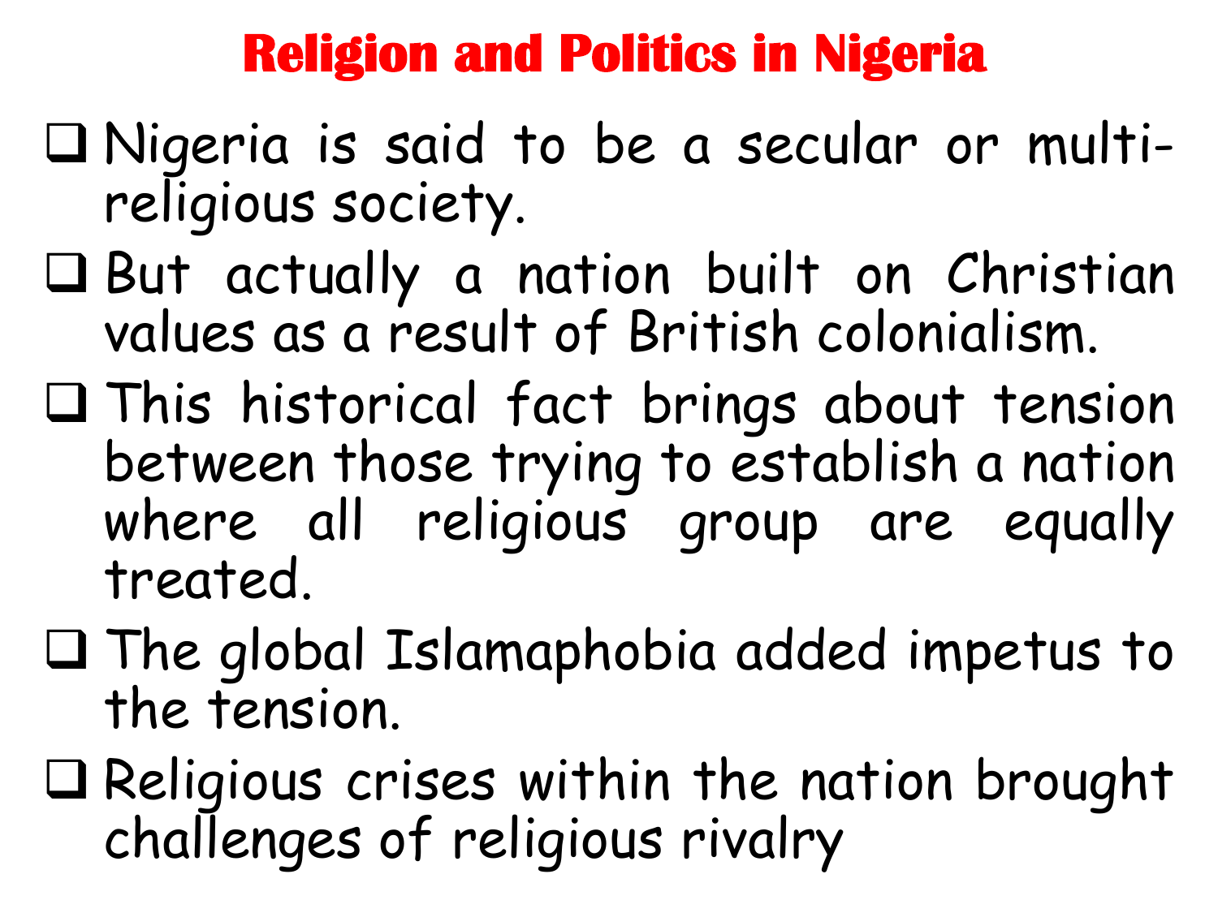# Religion and Politics in Nigeria

- Nigeria is said to be a secular or multi-religious society.
- But actually a nation built on Christian values as a result of British colonialism.
- This historical fact brings about tension between those trying to establish a nation where all religious group are equally treated.
- The global Islamaphobia added impetus to the tension.
- Religious crises within the nation brought challenges of religious rivalry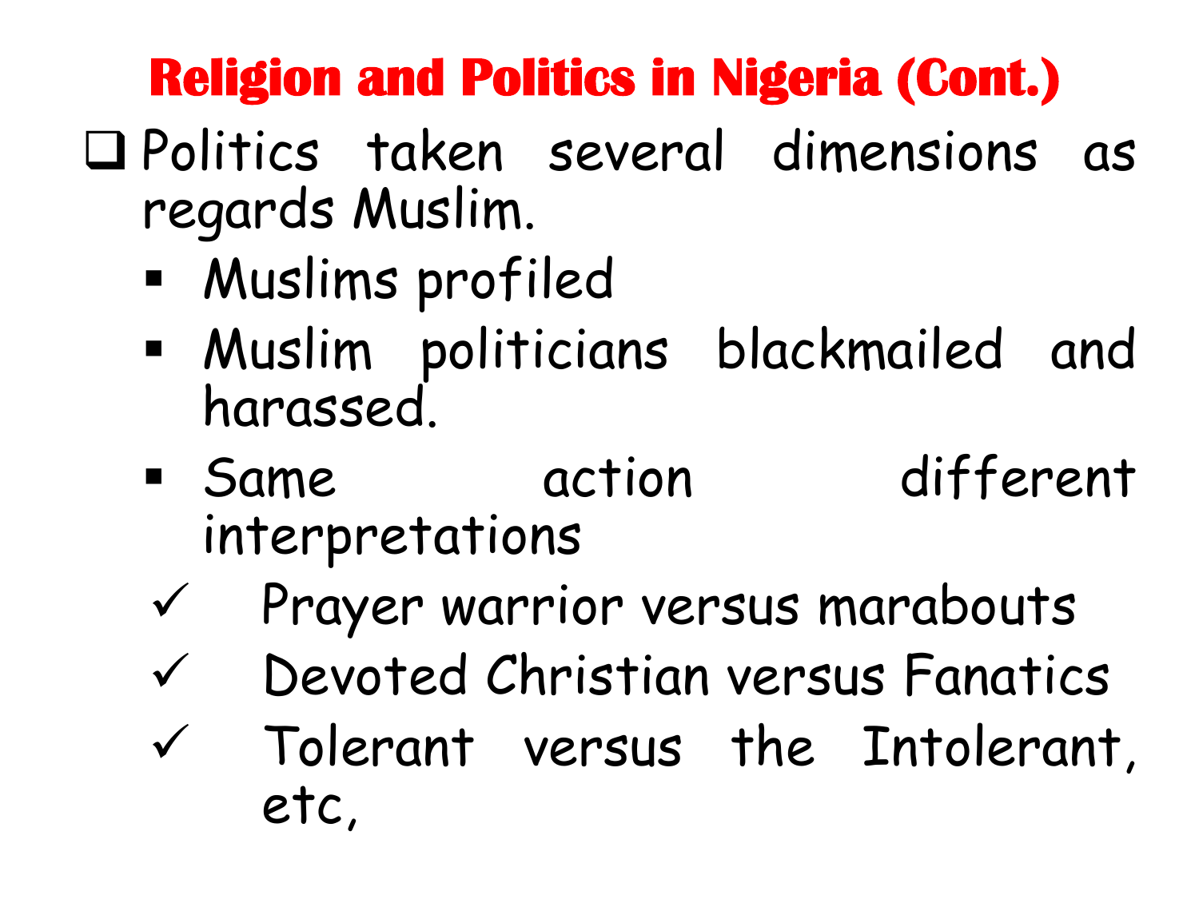# Religion and Politics in Nigeria (Cont.)

- Politics taken several dimensions as regards Muslim.
  - Muslims profiled
  - Muslim politicians blackmailed and harassed.
  - Same action different interpretations
    - ✓ Prayer warrior versus marabouts
    - ✓ Devoted Christian versus Fanatics
    - ✓ Tolerant versus the Intolerant, etc,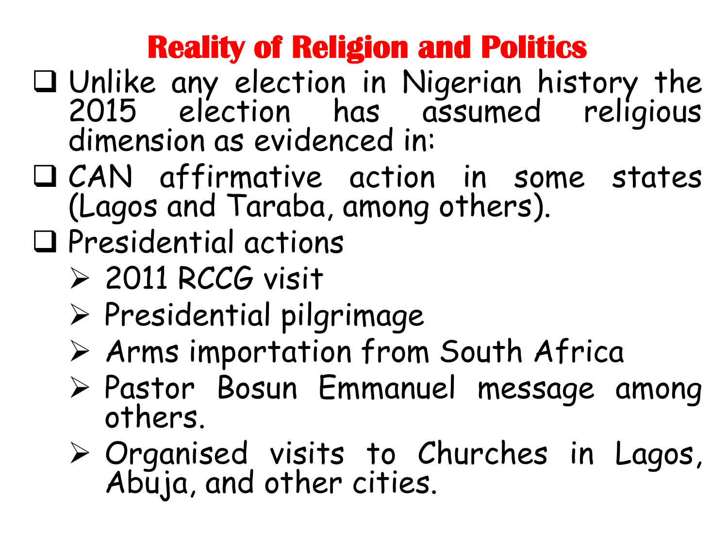# Reality of Religion and Politics

- Unlike any election in Nigerian history the 2015 election has assumed religious dimension as evidenced in:
- CAN affirmative action in some states (Lagos and Taraba, among others).
- Presidential actions
  - 2011 RCCG visit
  - Presidential pilgrimage
  - Arms importation from South Africa
  - Pastor Bosun Emmanuel message among others.
  - Organised visits to Churches in Lagos, Abuja, and other cities.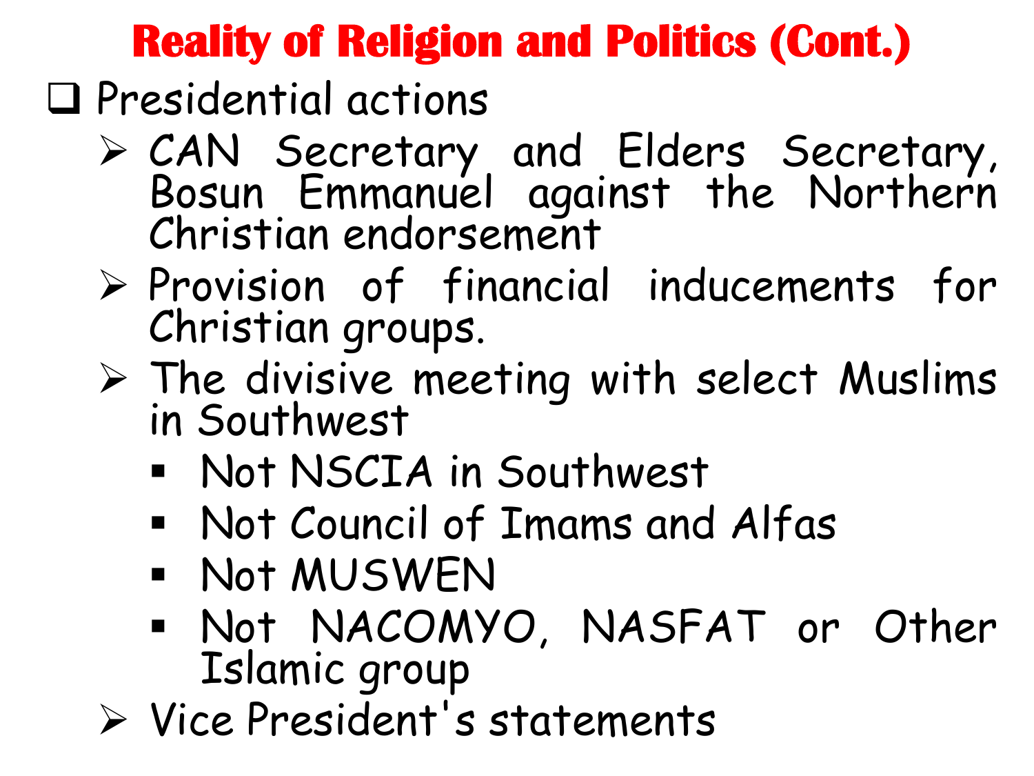# Reality of Religion and Politics (Cont.)

- Presidential actions
  - CAN Secretary and Elders Secretary, Bosun Emmanuel against the Northern Christian endorsement
  - Provision of financial inducements for Christian groups.
  - The divisive meeting with select Muslims in Southwest
    - Not NSCIA in Southwest
    - Not Council of Imams and Alfas
    - Not MUSWEN
    - Not NACOMYO, NASFAT or Other Islamic group
  - Vice President's statements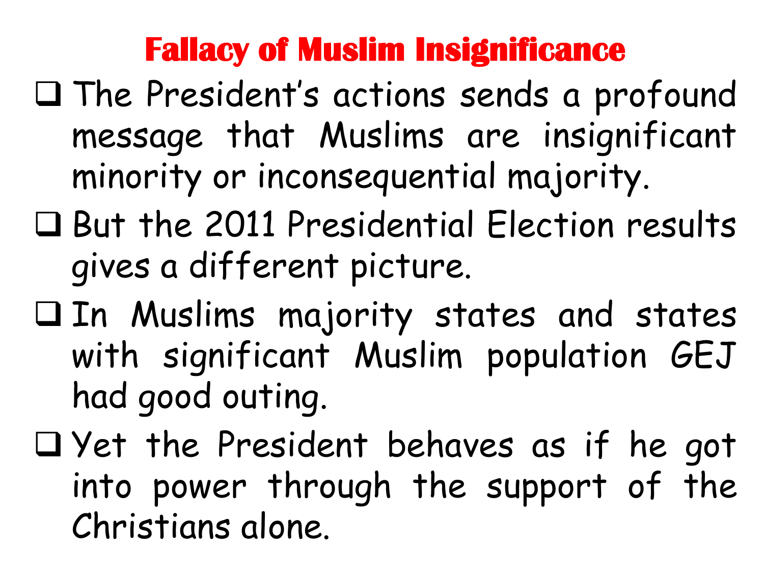# Fallacy of Muslim Insignificance

- The President's actions sends a profound message that Muslims are insignificant minority or inconsequential majority.
- But the 2011 Presidential Election results gives a different picture.
- In Muslims majority states and states with significant Muslim population GEJ had good outing.
- Yet the President behaves as if he got into power through the support of the Christians alone.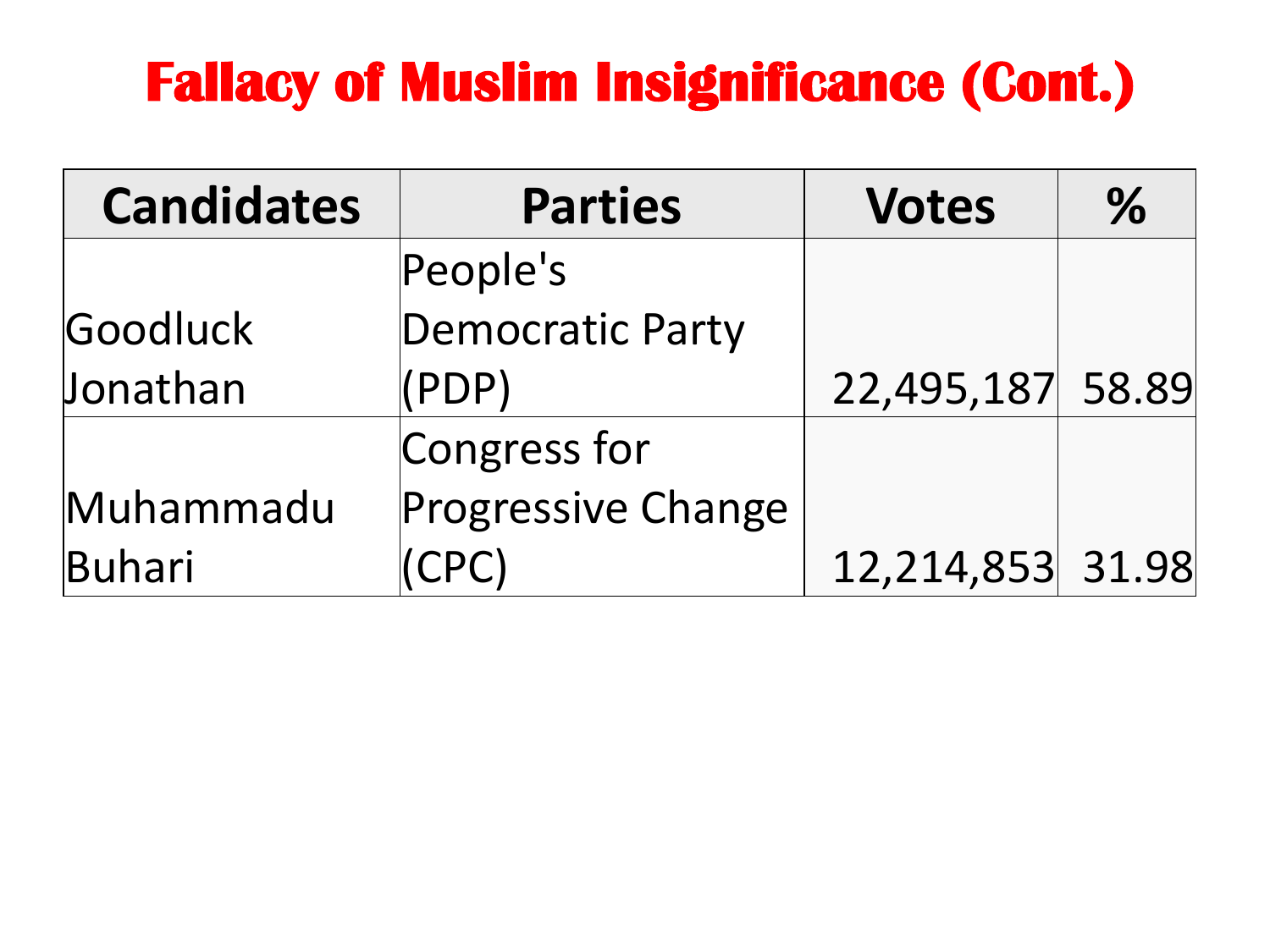# Fallacy of Muslim Insignificance (Cont.)

| Candidates | Parties | Votes | % |
|---|---|---|---|
| Goodluck Jonathan | People's Democratic Party (PDP) | 22,495,187 | 58.89 |
| Muhammadu Buhari | Congress for Progressive Change (CPC) | 12,214,853 | 31.98 |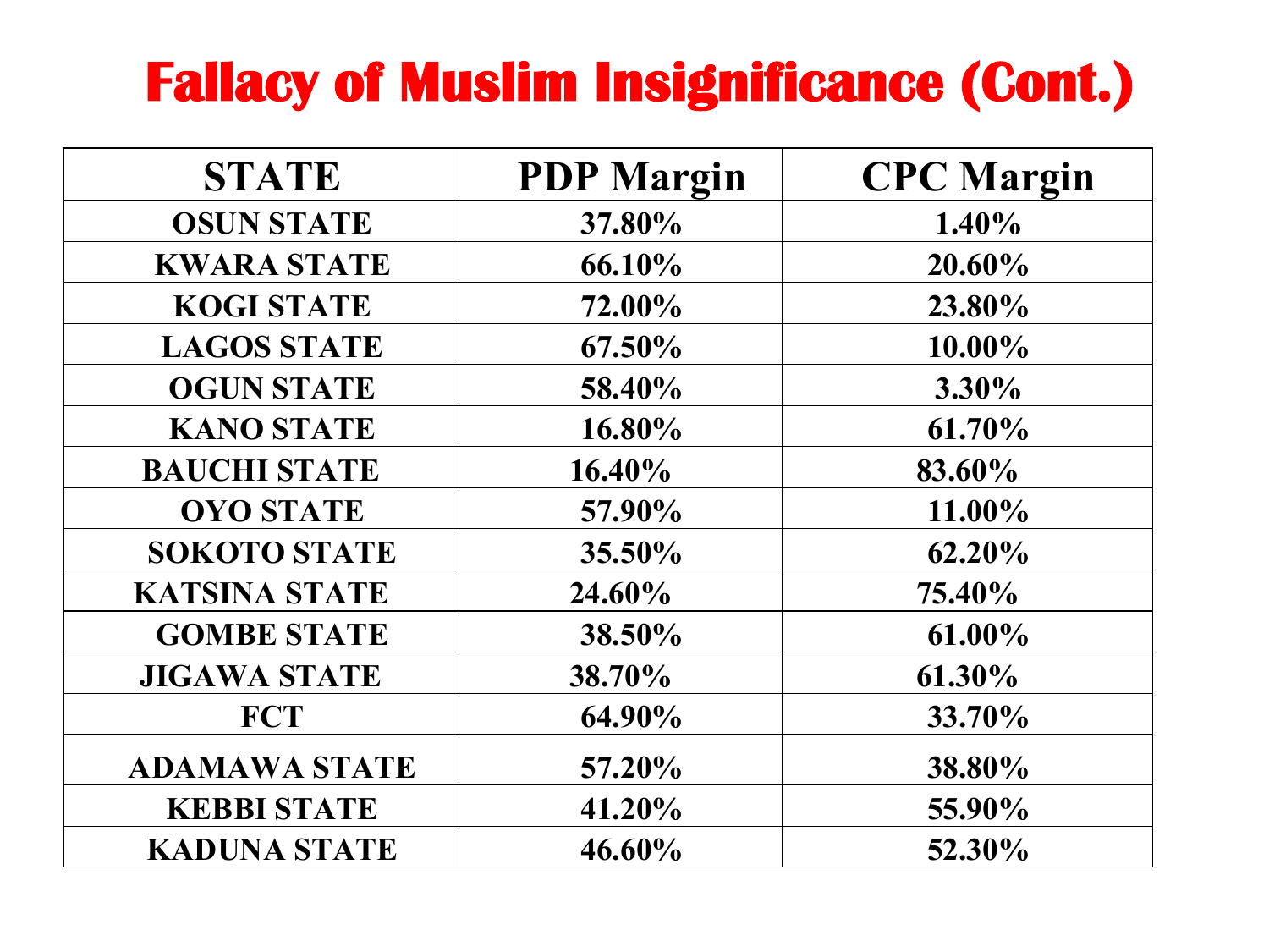# Fallacy of Muslim Insignificance (Cont.)

| STATE | PDP Margin | CPC Margin |
|---|---|---|
| OSUN STATE | 37.80% | 1.40% |
| KWARA STATE | 66.10% | 20.60% |
| KOGI STATE | 72.00% | 23.80% |
| LAGOS STATE | 67.50% | 10.00% |
| OGUN STATE | 58.40% | 3.30% |
| KANO STATE | 16.80% | 61.70% |
| BAUCHI STATE | 16.40% | 83.60% |
| OYO STATE | 57.90% | 11.00% |
| SOKOTO STATE | 35.50% | 62.20% |
| KATSINA STATE | 24.60% | 75.40% |
| GOMBE STATE | 38.50% | 61.00% |
| JIGAWA STATE | 38.70% | 61.30% |
| FCT | 64.90% | 33.70% |
| ADAMAWA STATE | 57.20% | 38.80% |
| KEBBI STATE | 41.20% | 55.90% |
| KADUNA STATE | 46.60% | 52.30% |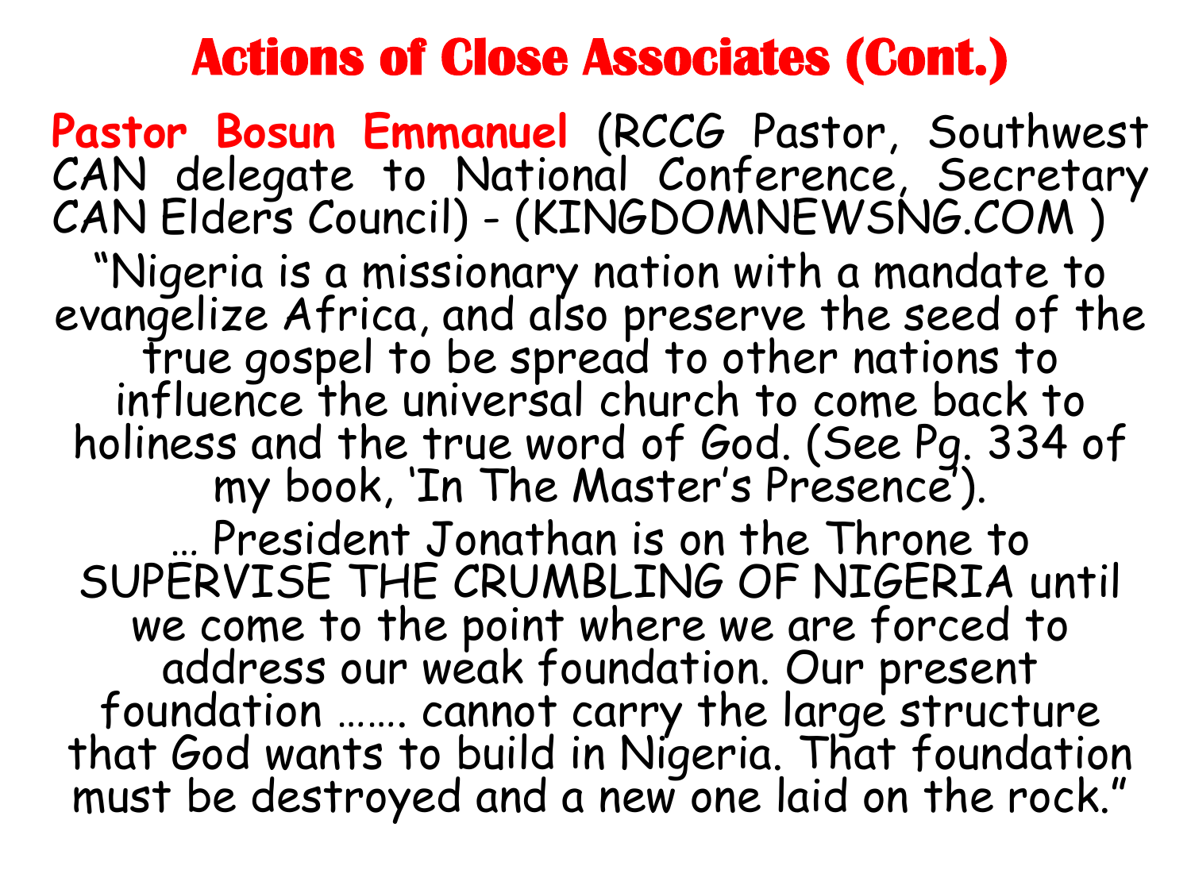# Actions of Close Associates (Cont.)

**Pastor Bosun Emmanuel** (RCCG Pastor, Southwest CAN delegate to National Conference, Secretary CAN Elders Council) - (KINGDOMNEWSNG.COM )

"Nigeria is a missionary nation with a mandate to evangelize Africa, and also preserve the seed of the true gospel to be spread to other nations to influence the universal church to come back to holiness and the true word of God. (See Pg. 334 of my book, 'In The Master's Presence').

… President Jonathan is on the Throne to SUPERVISE THE CRUMBLING OF NIGERIA until we come to the point where we are forced to address our weak foundation. Our present foundation ……. cannot carry the large structure that God wants to build in Nigeria. That foundation must be destroyed and a new one laid on the rock."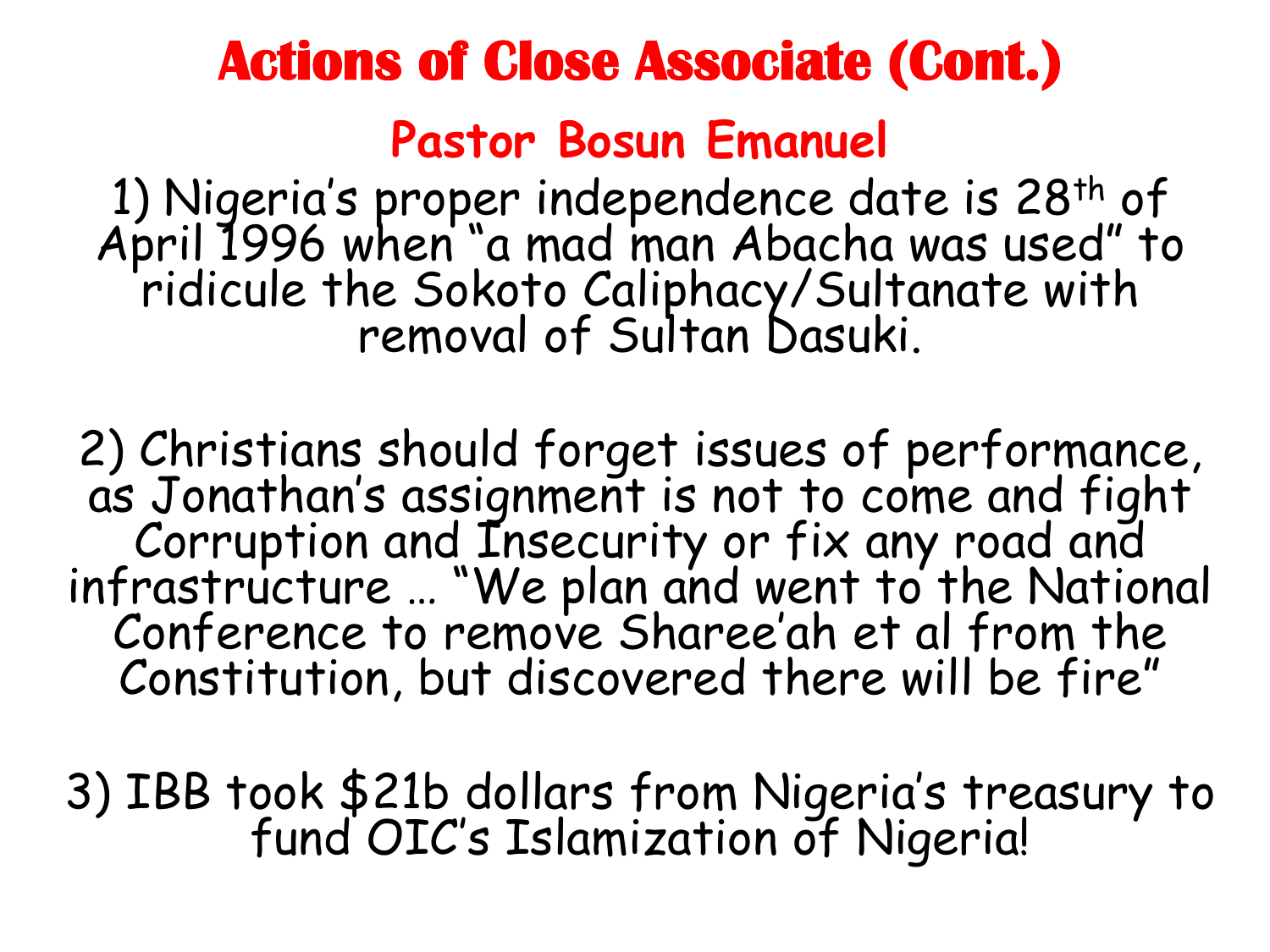# Actions of Close Associate (Cont.)

## Pastor Bosun Emanuel

1) Nigeria's proper independence date is 28th of April 1996 when "a mad man Abacha was used" to ridicule the Sokoto Caliphacy/Sultanate with removal of Sultan Dasuki.

2) Christians should forget issues of performance, as Jonathan's assignment is not to come and fight Corruption and Insecurity or fix any road and infrastructure … "We plan and went to the National Conference to remove Sharee'ah et al from the Constitution, but discovered there will be fire"

3) IBB took $21b dollars from Nigeria's treasury to fund OIC's Islamization of Nigeria!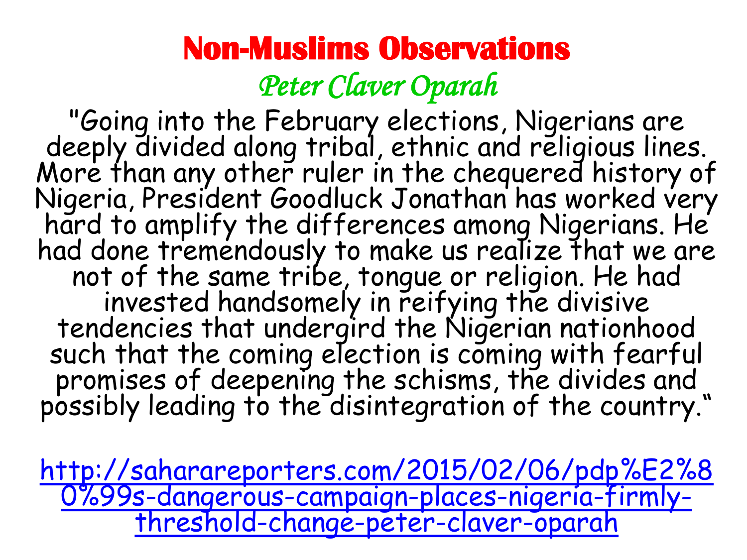# Non-Muslims Observations

*Peter Claver Oparah*

"Going into the February elections, Nigerians are deeply divided along tribal, ethnic and religious lines. More than any other ruler in the chequered history of Nigeria, President Goodluck Jonathan has worked very hard to amplify the differences among Nigerians. He had done tremendously to make us realize that we are not of the same tribe, tongue or religion. He had invested handsomely in reifying the divisive tendencies that undergird the Nigerian nationhood such that the coming election is coming with fearful promises of deepening the schisms, the divides and possibly leading to the disintegration of the country."

http://saharareporters.com/2015/02/06/pdp%E2%80%99s-dangerous-campaign-places-nigeria-firmly-threshold-change-peter-claver-oparah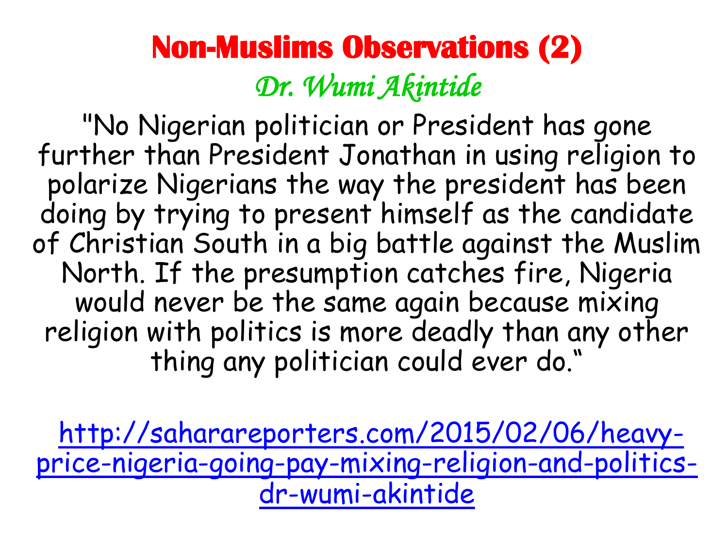# Non-Muslims Observations (2)

*Dr. Wumi Akintide*

"No Nigerian politician or President has gone further than President Jonathan in using religion to polarize Nigerians the way the president has been doing by trying to present himself as the candidate of Christian South in a big battle against the Muslim North. If the presumption catches fire, Nigeria would never be the same again because mixing religion with politics is more deadly than any other thing any politician could ever do."

[http://saharareporters.com/2015/02/06/heavy-price-nigeria-going-pay-mixing-religion-and-politics-dr-wumi-akintide](http://saharareporters.com/2015/02/06/heavy-price-nigeria-going-pay-mixing-religion-and-politics-dr-wumi-akintide)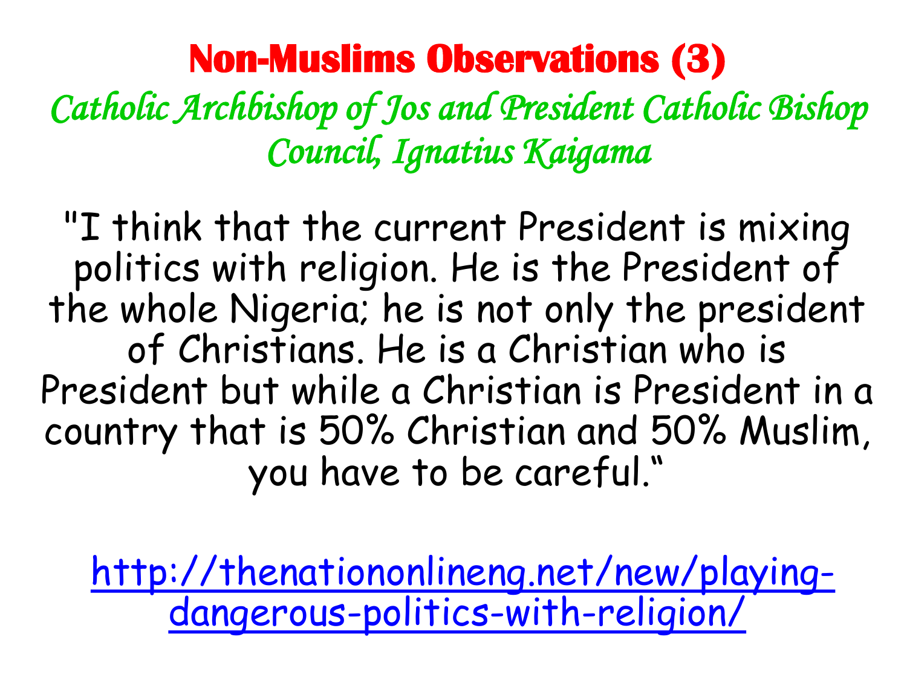# Non-Muslims Observations (3)

*Catholic Archbishop of Jos and President Catholic Bishop Council, Ignatius Kaigama*

"I think that the current President is mixing politics with religion. He is the President of the whole Nigeria; he is not only the president of Christians. He is a Christian who is President but while a Christian is President in a country that is 50% Christian and 50% Muslim, you have to be careful."

[http://thenationonlineng.net/new/playing-dangerous-politics-with-religion/](http://thenationonlineng.net/new/playing-dangerous-politics-with-religion/)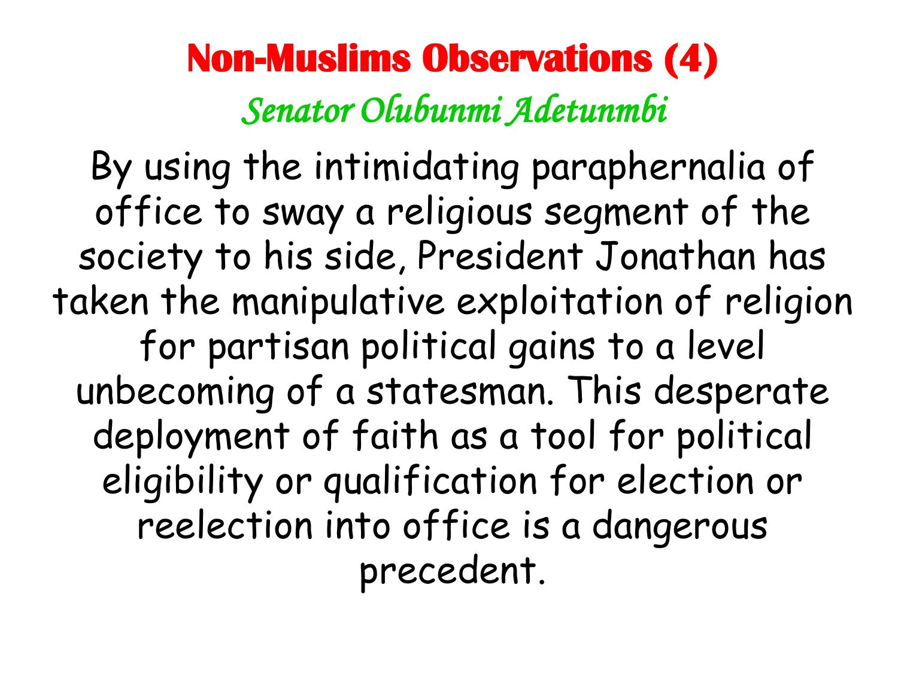# Non-Muslims Observations (4)

*Senator Olubunmi Adetunmbi*

By using the intimidating paraphernalia of office to sway a religious segment of the society to his side, President Jonathan has taken the manipulative exploitation of religion for partisan political gains to a level unbecoming of a statesman. This desperate deployment of faith as a tool for political eligibility or qualification for election or reelection into office is a dangerous precedent.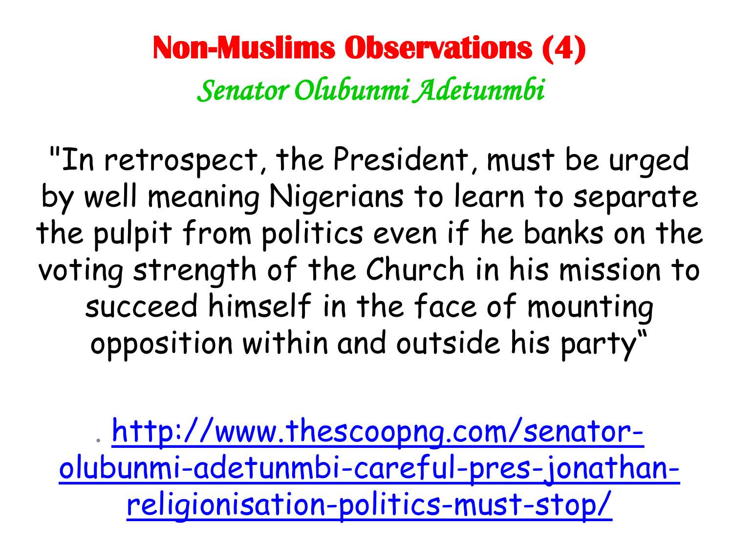# Non-Muslims Observations (4)

*Senator Olubunmi Adetunmbi*

"In retrospect, the President, must be urged by well meaning Nigerians to learn to separate the pulpit from politics even if he banks on the voting strength of the Church in his mission to succeed himself in the face of mounting opposition within and outside his party"

- http://www.thescoopng.com/senator-olubunmi-adetunmbi-careful-pres-jonathan-religionisation-politics-must-stop/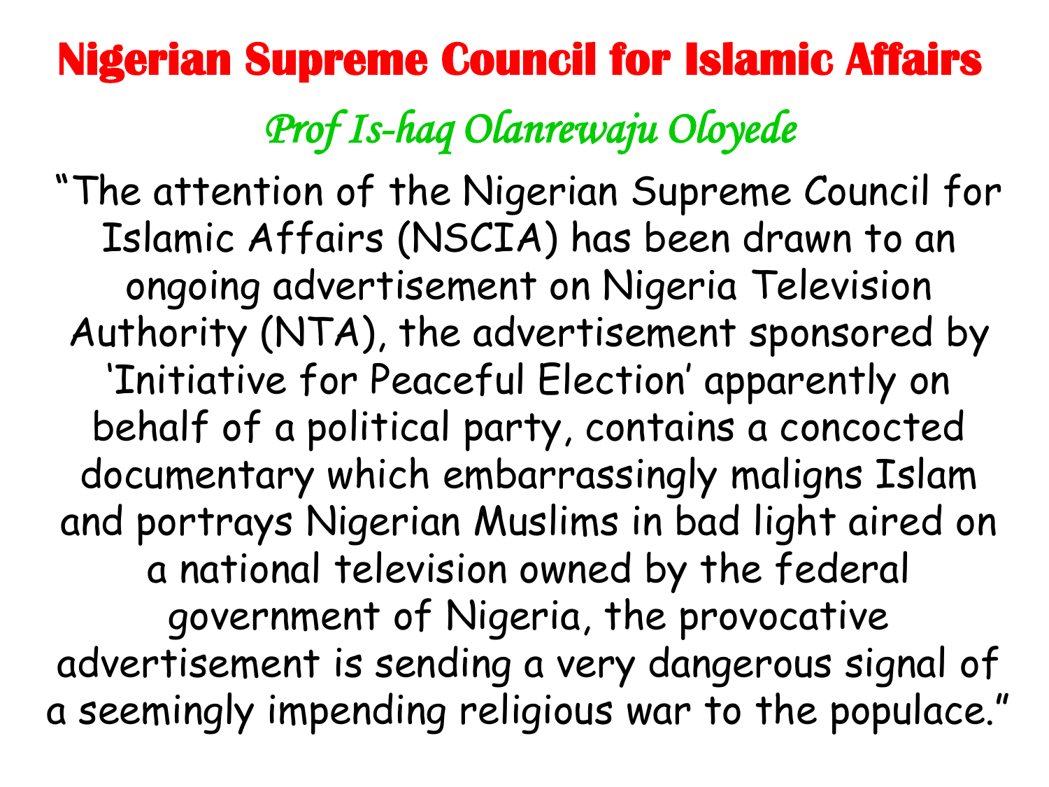# Nigerian Supreme Council for Islamic Affairs

*Prof Is-haq Olanrewaju Oloyede*

"The attention of the Nigerian Supreme Council for Islamic Affairs (NSCIA) has been drawn to an ongoing advertisement on Nigeria Television Authority (NTA), the advertisement sponsored by 'Initiative for Peaceful Election' apparently on behalf of a political party, contains a concocted documentary which embarrassingly maligns Islam and portrays Nigerian Muslims in bad light aired on a national television owned by the federal government of Nigeria, the provocative advertisement is sending a very dangerous signal of a seemingly impending religious war to the populace."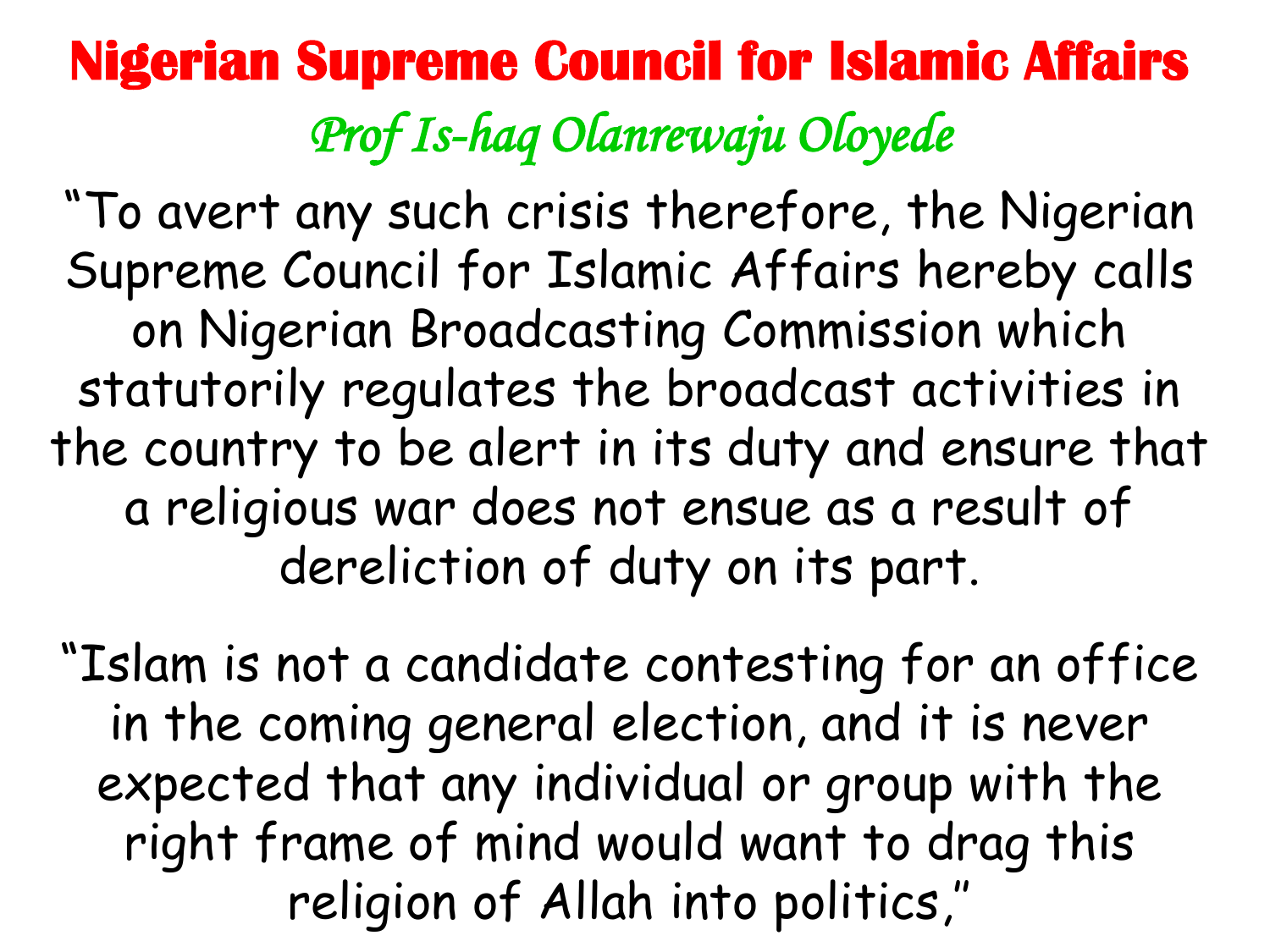# Nigerian Supreme Council for Islamic Affairs

*Prof Is-haq Olanrewaju Oloyede*

“To avert any such crisis therefore, the Nigerian Supreme Council for Islamic Affairs hereby calls on Nigerian Broadcasting Commission which statutorily regulates the broadcast activities in the country to be alert in its duty and ensure that a religious war does not ensue as a result of dereliction of duty on its part.

“Islam is not a candidate contesting for an office in the coming general election, and it is never expected that any individual or group with the right frame of mind would want to drag this religion of Allah into politics,”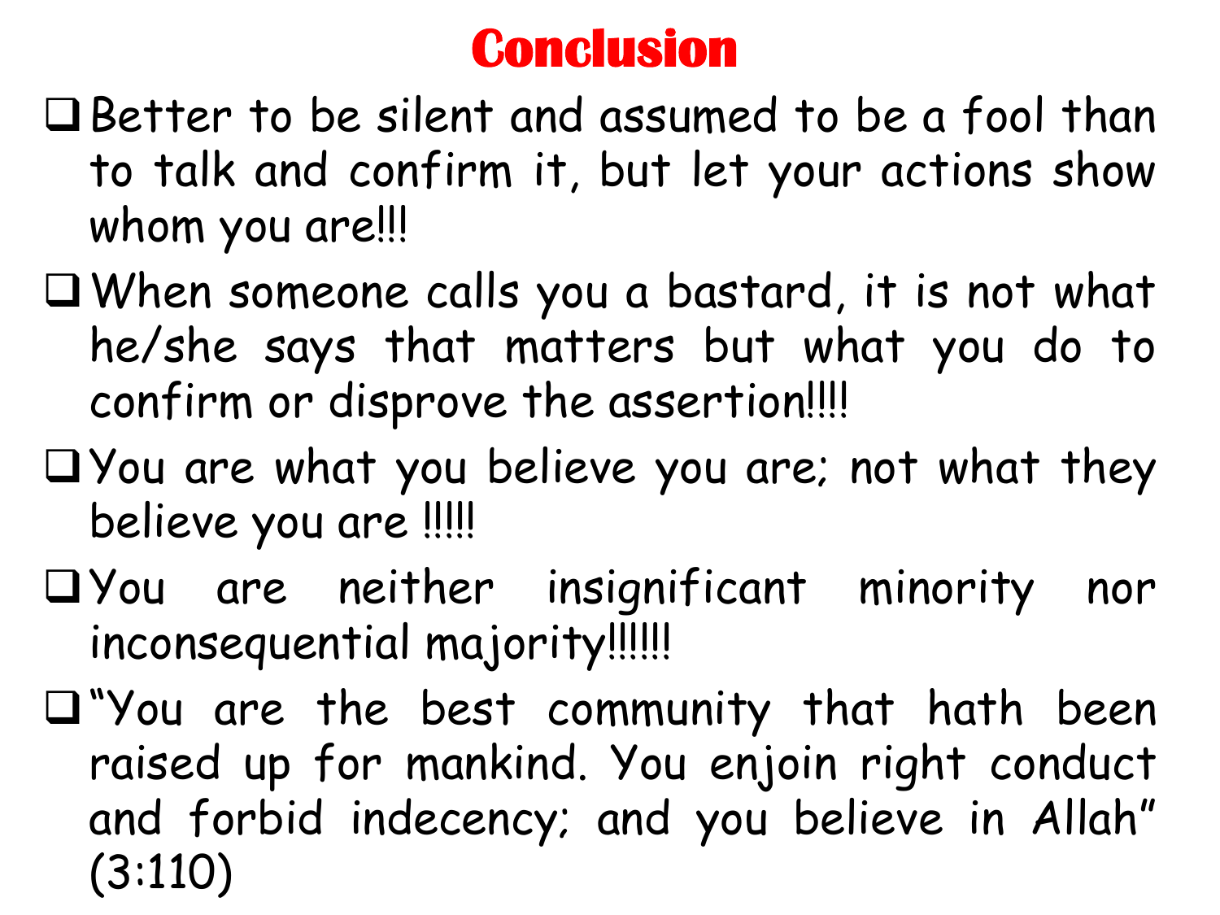# Conclusion

- Better to be silent and assumed to be a fool than to talk and confirm it, but let your actions show whom you are!!!
- When someone calls you a bastard, it is not what he/she says that matters but what you do to confirm or disprove the assertion!!!!
- You are what you believe you are; not what they believe you are !!!!!
- You are neither insignificant minority nor inconsequential majority!!!!!!
- "You are the best community that hath been raised up for mankind. You enjoin right conduct and forbid indecency; and you believe in Allah" (3:110)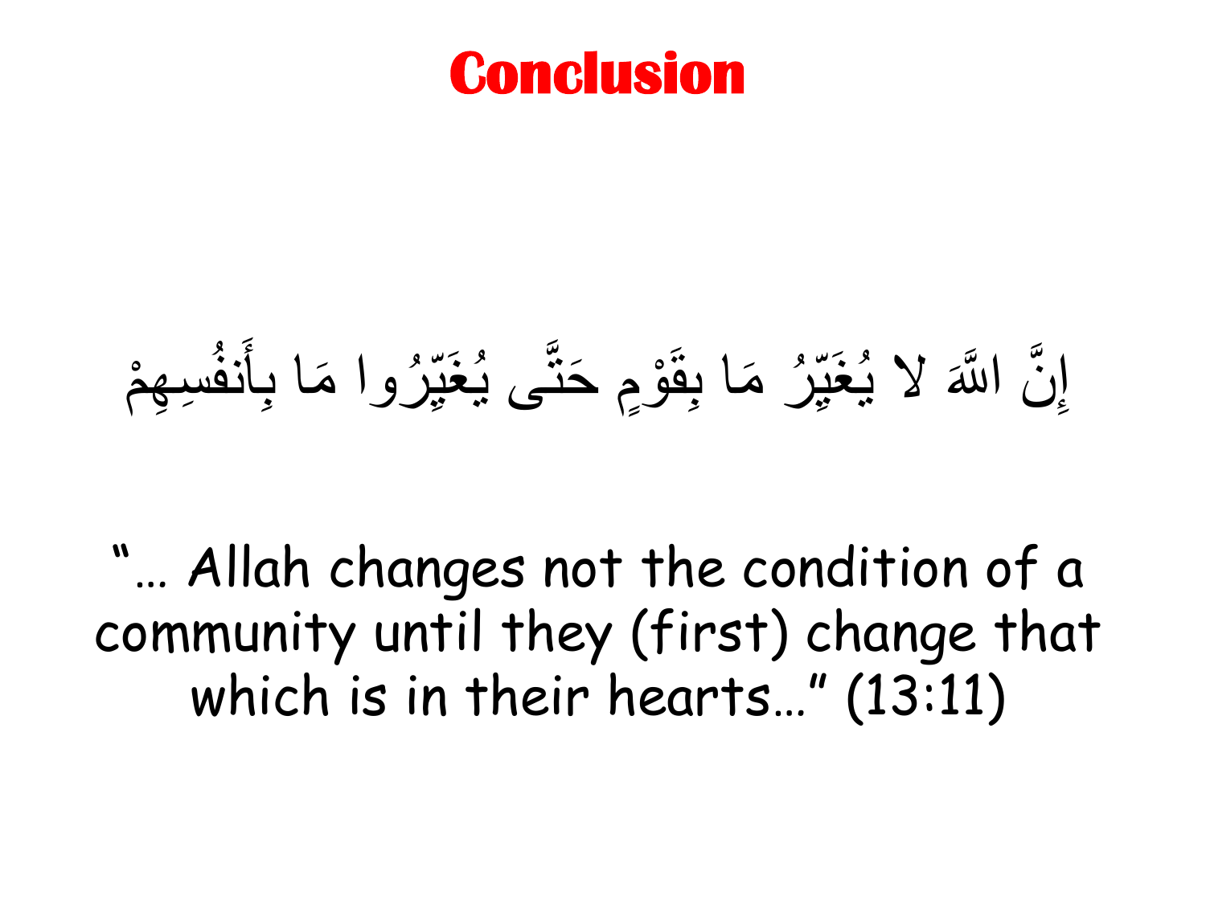# Conclusion

إِنَّ اللَّهَ لا يُغَيِّرُ مَا بِقَوْمٍ حَتَّى يُغَيِّرُوا مَا بِأَنفُسِهِمْ

"… Allah changes not the condition of a community until they (first) change that which is in their hearts…" (13:11)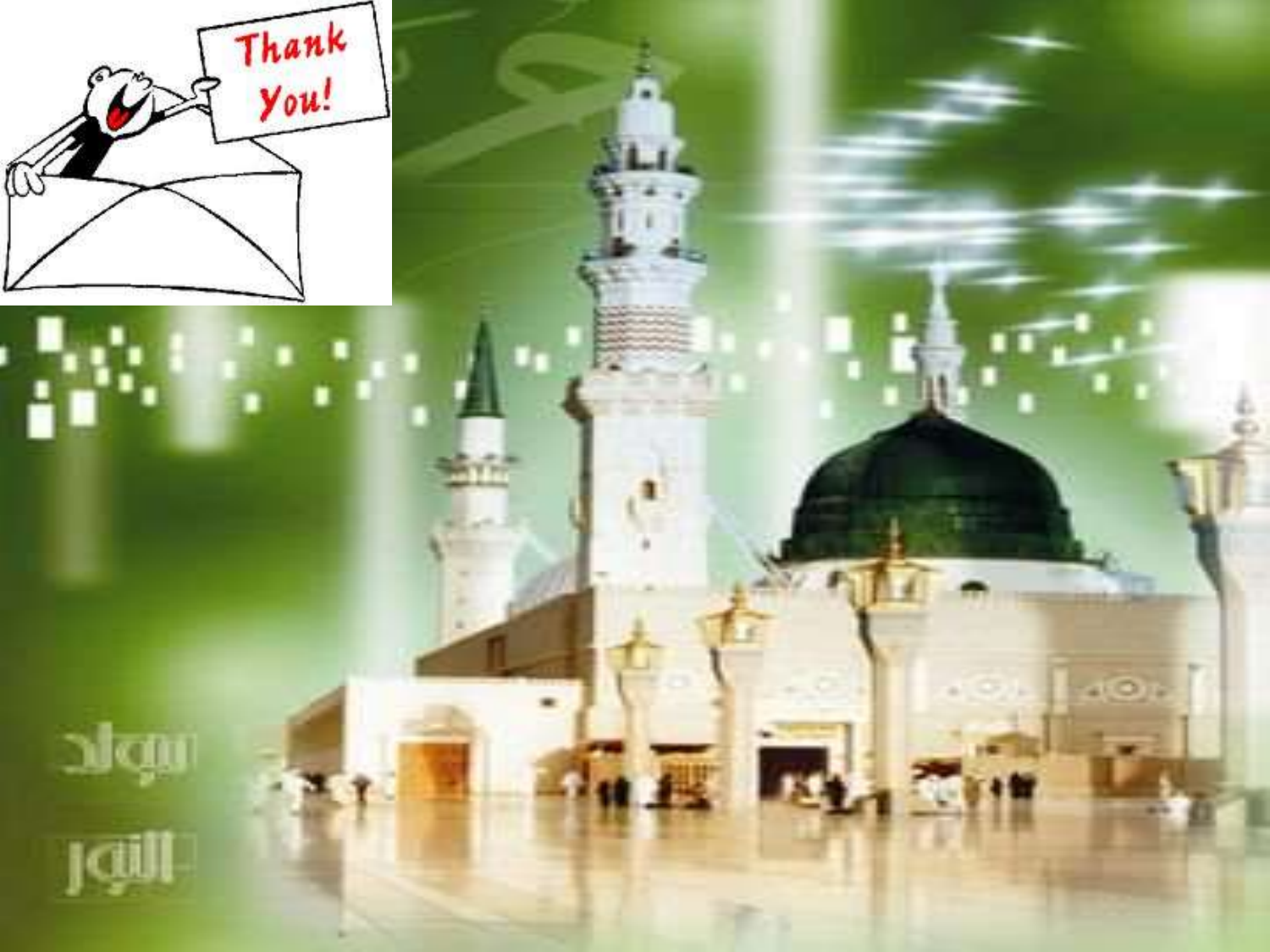Thank You!